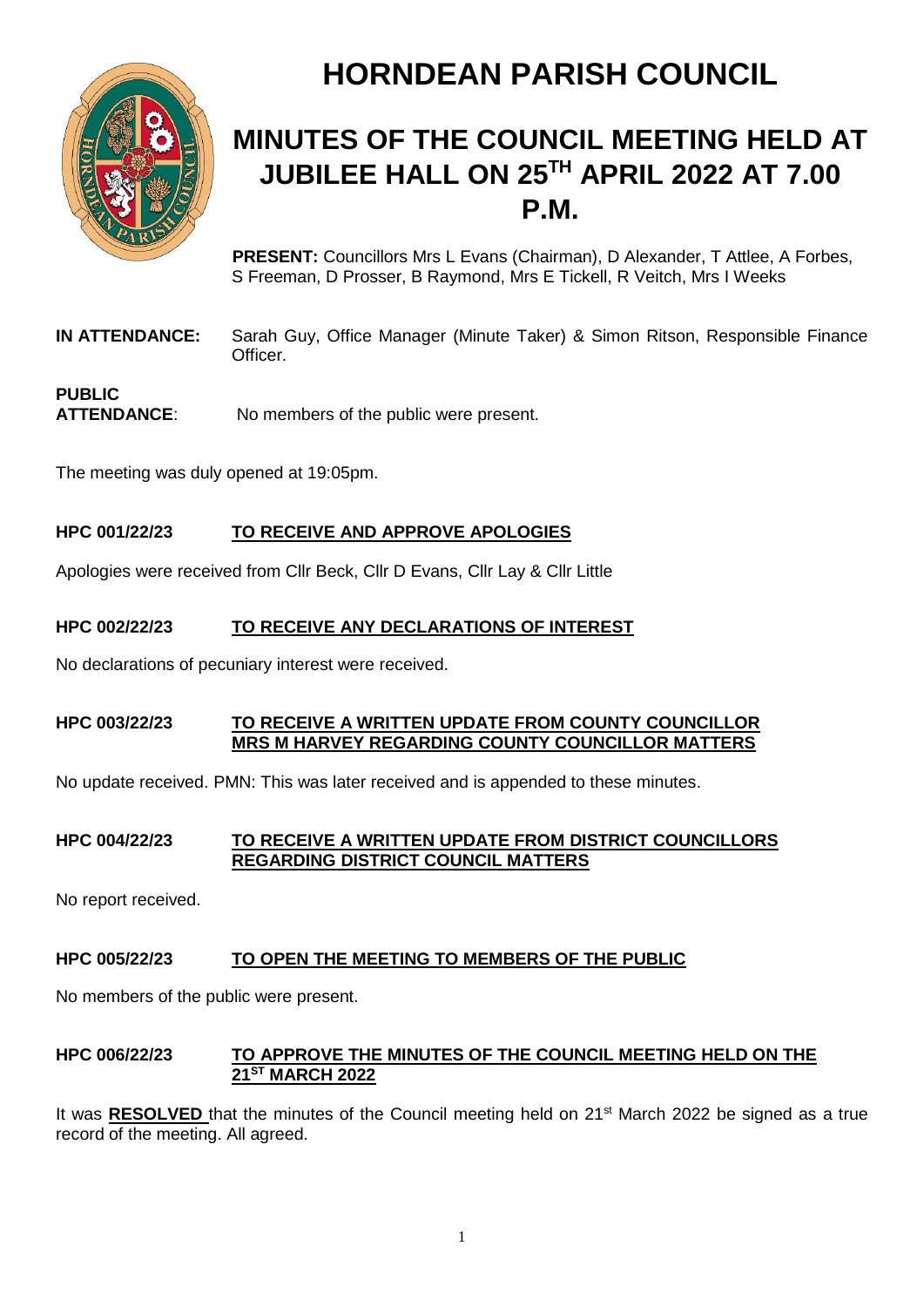# HORNDEAN PARISH COUNCIL

## MINUTES OF THE COUNCIL MEETING HELD AT JUBILEE HALL ON 25TH APRIL 2022 AT 7.00 P.M.

**PRESENT:** Councillors Mrs L Evans (Chairman), D Alexander, T Attlee, A Forbes, S Freeman, D Prosser, B Raymond, Mrs E Tickell, R Veitch, Mrs I Weeks

**IN ATTENDANCE:** Sarah Guy, Office Manager (Minute Taker) & Simon Ritson, Responsible Finance Officer.

**PUBLIC ATTENDANCE**: No members of the public were present.

The meeting was duly opened at 19:05pm.

### HPC 001/22/23 TO RECEIVE AND APPROVE APOLOGIES

Apologies were received from Cllr Beck, Cllr D Evans, Cllr Lay & Cllr Little

### HPC 002/22/23 TO RECEIVE ANY DECLARATIONS OF INTEREST

No declarations of pecuniary interest were received.

### HPC 003/22/23 TO RECEIVE A WRITTEN UPDATE FROM COUNTY COUNCILLOR MRS M HARVEY REGARDING COUNTY COUNCILLOR MATTERS

No update received. PMN: This was later received and is appended to these minutes.

### HPC 004/22/23 TO RECEIVE A WRITTEN UPDATE FROM DISTRICT COUNCILLORS REGARDING DISTRICT COUNCIL MATTERS

No report received.

### HPC 005/22/23 TO OPEN THE MEETING TO MEMBERS OF THE PUBLIC

No members of the public were present.

### HPC 006/22/23 TO APPROVE THE MINUTES OF THE COUNCIL MEETING HELD ON THE 21ST MARCH 2022

It was **RESOLVED** that the minutes of the Council meeting held on 21st March 2022 be signed as a true record of the meeting. All agreed.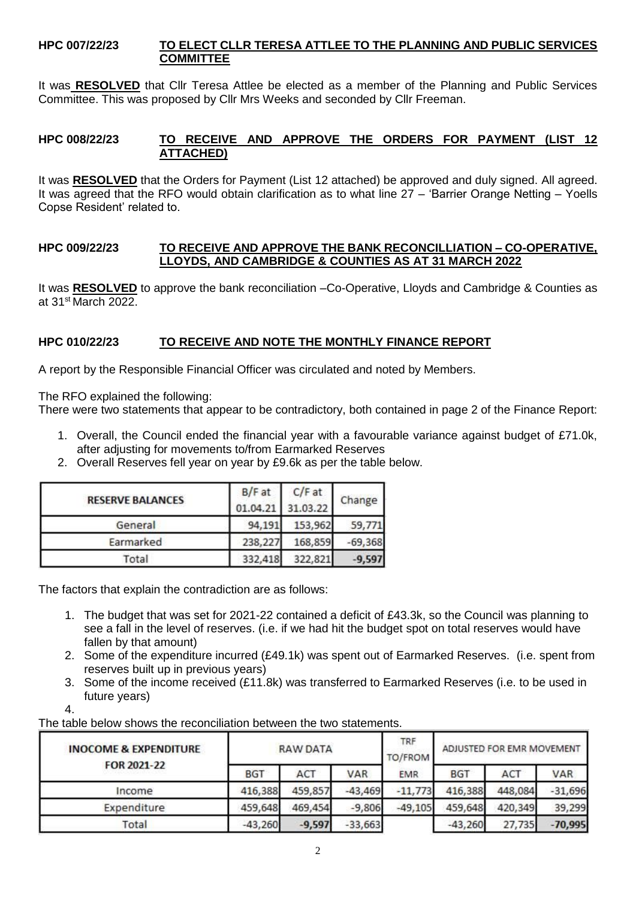**HPC 007/22/23 TO ELECT CLLR TERESA ATTLEE TO THE PLANNING AND PUBLIC SERVICES COMMITTEE**

It was **RESOLVED** that Cllr Teresa Attlee be elected as a member of the Planning and Public Services Committee. This was proposed by Cllr Mrs Weeks and seconded by Cllr Freeman.

**HPC 008/22/23 TO RECEIVE AND APPROVE THE ORDERS FOR PAYMENT (LIST 12 ATTACHED)**

It was **RESOLVED** that the Orders for Payment (List 12 attached) be approved and duly signed. All agreed. It was agreed that the RFO would obtain clarification as to what line 27 – 'Barrier Orange Netting – Yoells Copse Resident' related to.

**HPC 009/22/23 TO RECEIVE AND APPROVE THE BANK RECONCILLIATION – CO-OPERATIVE, LLOYDS, AND CAMBRIDGE & COUNTIES AS AT 31 MARCH 2022**

It was **RESOLVED** to approve the bank reconciliation –Co-Operative, Lloyds and Cambridge & Counties as at 31st March 2022.

**HPC 010/22/23 TO RECEIVE AND NOTE THE MONTHLY FINANCE REPORT**

A report by the Responsible Financial Officer was circulated and noted by Members.

The RFO explained the following:
There were two statements that appear to be contradictory, both contained in page 2 of the Finance Report:

1. Overall, the Council ended the financial year with a favourable variance against budget of £71.0k, after adjusting for movements to/from Earmarked Reserves
2. Overall Reserves fell year on year by £9.6k as per the table below.

| RESERVE BALANCES | B/F at 01.04.21 | C/F at 31.03.22 | Change |
|---|---|---|---|
| General | 94,191 | 153,962 | 59,771 |
| Earmarked | 238,227 | 168,859 | -69,368 |
| Total | 332,418 | 322,821 | -9,597 |

The factors that explain the contradiction are as follows:

1. The budget that was set for 2021-22 contained a deficit of £43.3k, so the Council was planning to see a fall in the level of reserves. (i.e. if we had hit the budget spot on total reserves would have fallen by that amount)
2. Some of the expenditure incurred (£49.1k) was spent out of Earmarked Reserves. (i.e. spent from reserves built up in previous years)
3. Some of the income received (£11.8k) was transferred to Earmarked Reserves (i.e. to be used in future years)
4.

The table below shows the reconciliation between the two statements.

| INOCOME & EXPENDITURE FOR 2021-22 | RAW DATA | | | TRF TO/FROM | ADJUSTED FOR EMR MOVEMENT | | |
|---|---|---|---|---|---|---|---|
| | BGT | ACT | VAR | EMR | BGT | ACT | VAR |
| Income | 416,388 | 459,857 | -43,469 | -11,773 | 416,388 | 448,084 | -31,696 |
| Expenditure | 459,648 | 469,454 | -9,806 | -49,105 | 459,648 | 420,349 | 39,299 |
| Total | -43,260 | -9,597 | -33,663 | | -43,260 | 27,735 | -70,995 |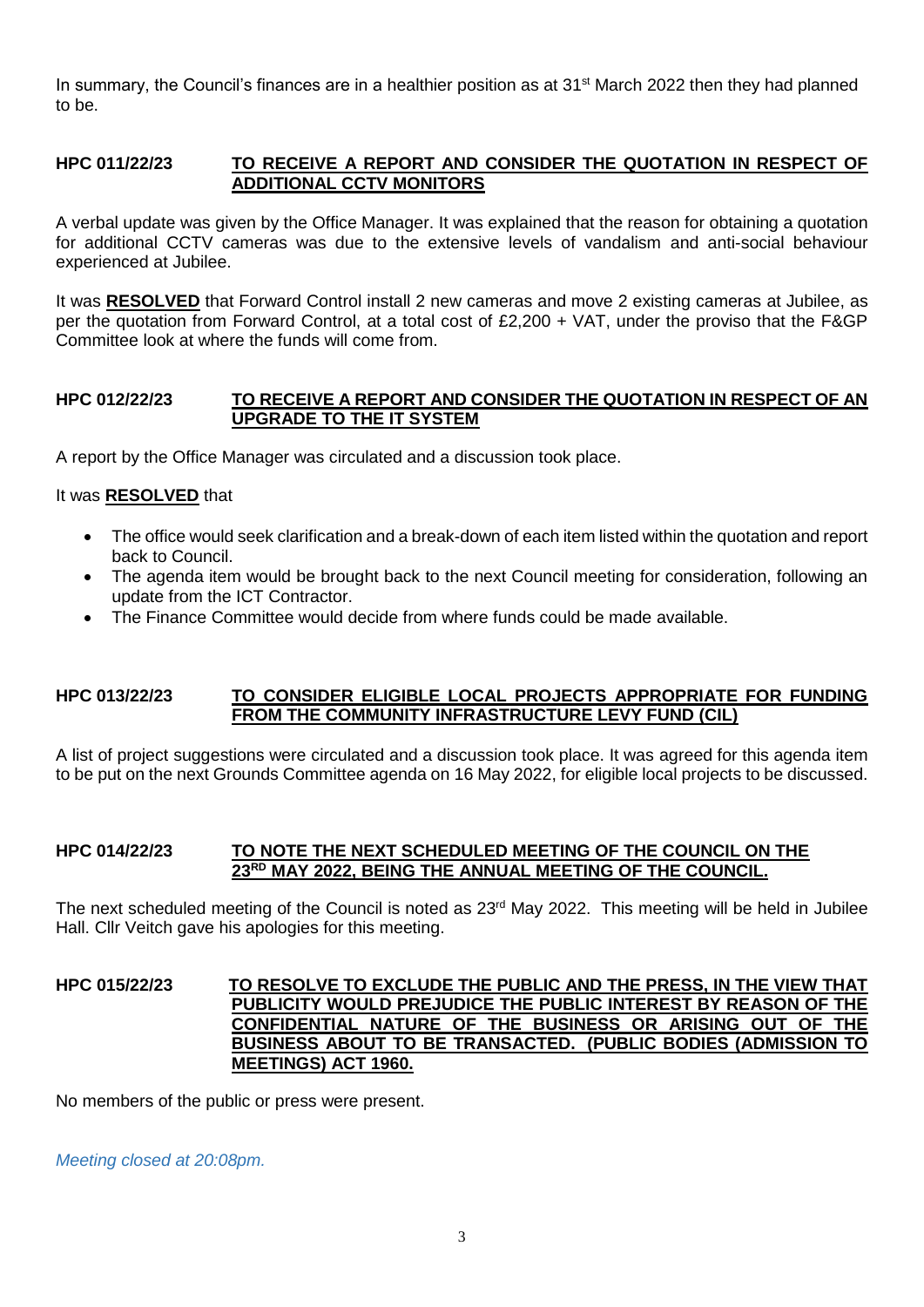In summary, the Council's finances are in a healthier position as at 31st March 2022 then they had planned to be.

**HPC 011/22/23** **TO RECEIVE A REPORT AND CONSIDER THE QUOTATION IN RESPECT OF ADDITIONAL CCTV MONITORS**

A verbal update was given by the Office Manager. It was explained that the reason for obtaining a quotation for additional CCTV cameras was due to the extensive levels of vandalism and anti-social behaviour experienced at Jubilee.

It was **RESOLVED** that Forward Control install 2 new cameras and move 2 existing cameras at Jubilee, as per the quotation from Forward Control, at a total cost of £2,200 + VAT, under the proviso that the F&GP Committee look at where the funds will come from.

**HPC 012/22/23** **TO RECEIVE A REPORT AND CONSIDER THE QUOTATION IN RESPECT OF AN UPGRADE TO THE IT SYSTEM**

A report by the Office Manager was circulated and a discussion took place.

It was **RESOLVED** that

- The office would seek clarification and a break-down of each item listed within the quotation and report back to Council.
- The agenda item would be brought back to the next Council meeting for consideration, following an update from the ICT Contractor.
- The Finance Committee would decide from where funds could be made available.

**HPC 013/22/23** **TO CONSIDER ELIGIBLE LOCAL PROJECTS APPROPRIATE FOR FUNDING FROM THE COMMUNITY INFRASTRUCTURE LEVY FUND (CIL)**

A list of project suggestions were circulated and a discussion took place. It was agreed for this agenda item to be put on the next Grounds Committee agenda on 16 May 2022, for eligible local projects to be discussed.

**HPC 014/22/23** **TO NOTE THE NEXT SCHEDULED MEETING OF THE COUNCIL ON THE 23RD MAY 2022, BEING THE ANNUAL MEETING OF THE COUNCIL.**

The next scheduled meeting of the Council is noted as 23rd May 2022. This meeting will be held in Jubilee Hall. Cllr Veitch gave his apologies for this meeting.

**HPC 015/22/23** **TO RESOLVE TO EXCLUDE THE PUBLIC AND THE PRESS, IN THE VIEW THAT PUBLICITY WOULD PREJUDICE THE PUBLIC INTEREST BY REASON OF THE CONFIDENTIAL NATURE OF THE BUSINESS OR ARISING OUT OF THE BUSINESS ABOUT TO BE TRANSACTED. (PUBLIC BODIES (ADMISSION TO MEETINGS) ACT 1960.**

No members of the public or press were present.

*Meeting closed at 20:08pm.*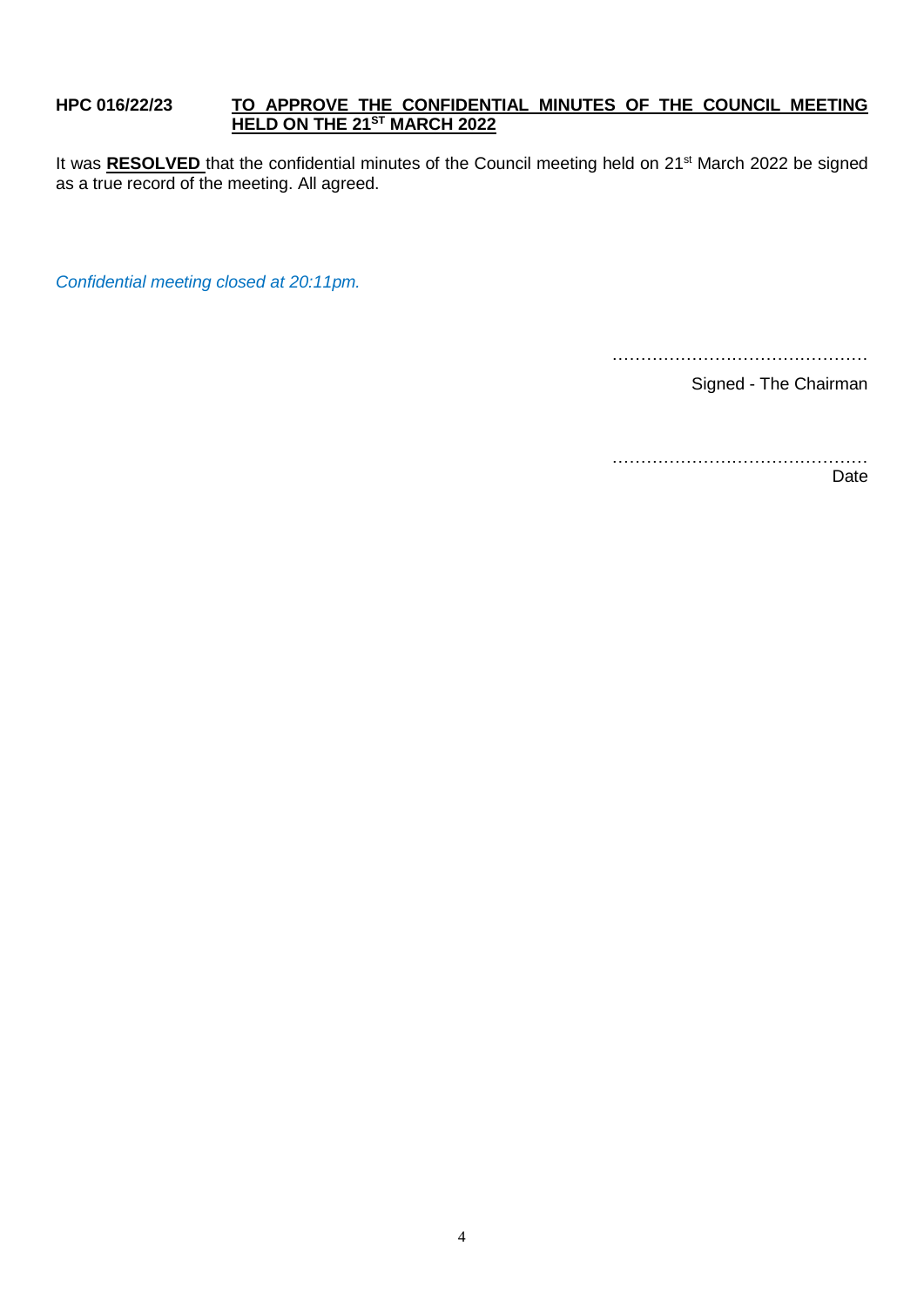**HPC 016/22/23** **TO APPROVE THE CONFIDENTIAL MINUTES OF THE COUNCIL MEETING HELD ON THE 21ST MARCH 2022**

It was **RESOLVED** that the confidential minutes of the Council meeting held on 21st March 2022 be signed as a true record of the meeting. All agreed.

*Confidential meeting closed at 20:11pm.*

………………………………………
Signed - The Chairman

………………………………………
Date